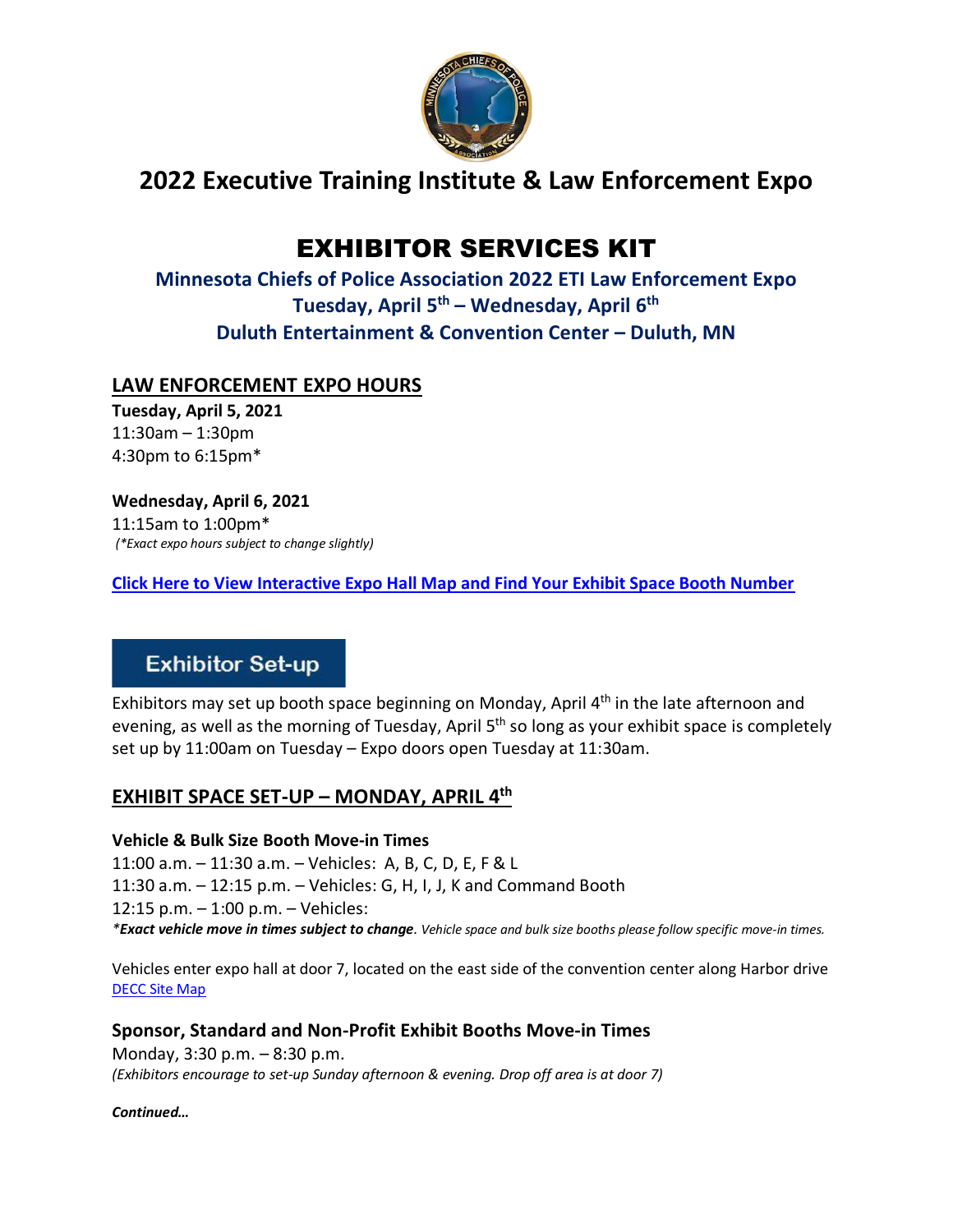# 2022 Executive Training Institute & Law Enforcement Expo

# EXHIBITOR SERVICES KIT

### Minnesota Chiefs of Police Association 2022 ETI Law Enforcement Expo
### Tuesday, April 5th – Wednesday, April 6th
### Duluth Entertainment & Convention Center – Duluth, MN

## LAW ENFORCEMENT EXPO HOURS

**Tuesday, April 5, 2021**
11:30am – 1:30pm
4:30pm to 6:15pm*

**Wednesday, April 6, 2021**
11:15am to 1:00pm*
*(*Exact expo hours subject to change slightly)*

**Click Here to View Interactive Expo Hall Map and Find Your Exhibit Space Booth Number**

## Exhibitor Set-up

Exhibitors may set up booth space beginning on Monday, April 4th in the late afternoon and evening, as well as the morning of Tuesday, April 5th so long as your exhibit space is completely set up by 11:00am on Tuesday – Expo doors open Tuesday at 11:30am.

## EXHIBIT SPACE SET-UP – MONDAY, APRIL 4th

**Vehicle & Bulk Size Booth Move-in Times**
11:00 a.m. – 11:30 a.m. – Vehicles: A, B, C, D, E, F & L
11:30 a.m. – 12:15 p.m. – Vehicles: G, H, I, J, K and Command Booth
12:15 p.m. – 1:00 p.m. – Vehicles:
**Exact vehicle move in times subject to change*. *Vehicle space and bulk size booths please follow specific move-in times.*

Vehicles enter expo hall at door 7, located on the east side of the convention center along Harbor drive
DECC Site Map

### Sponsor, Standard and Non-Profit Exhibit Booths Move-in Times

Monday, 3:30 p.m. – 8:30 p.m.
*(Exhibitors encourage to set-up Sunday afternoon & evening. Drop off area is at door 7)*

***Continued…***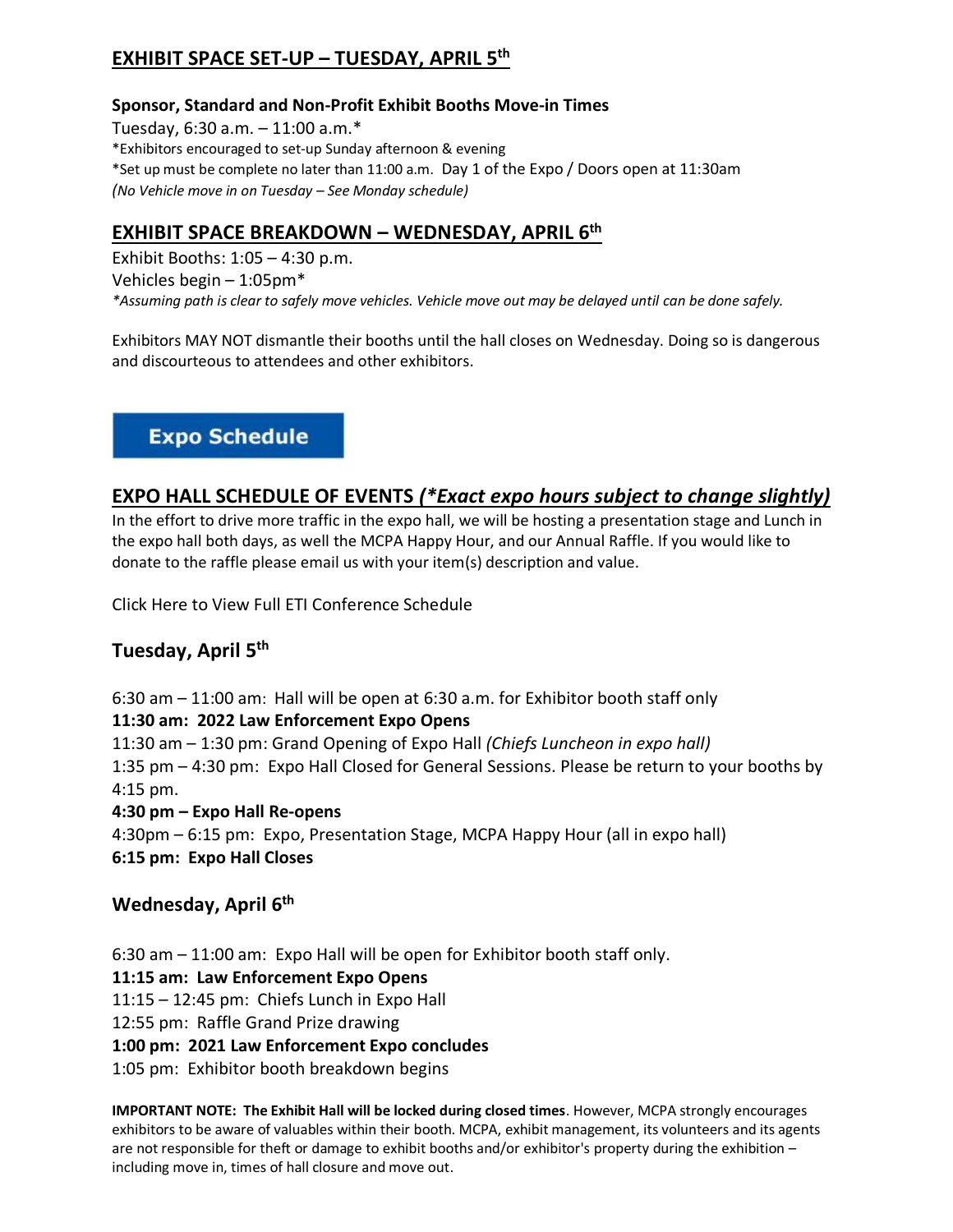## EXHIBIT SPACE SET-UP – TUESDAY, APRIL 5th

**Sponsor, Standard and Non-Profit Exhibit Booths Move-in Times**

Tuesday, 6:30 a.m. – 11:00 a.m.*
*Exhibitors encouraged to set-up Sunday afternoon & evening
*Set up must be complete no later than 11:00 a.m. Day 1 of the Expo / Doors open at 11:30am
*(No Vehicle move in on Tuesday – See Monday schedule)*

## EXHIBIT SPACE BREAKDOWN – WEDNESDAY, APRIL 6th

Exhibit Booths: 1:05 – 4:30 p.m.
Vehicles begin – 1:05pm*
*\*Assuming path is clear to safely move vehicles. Vehicle move out may be delayed until can be done safely.*

Exhibitors MAY NOT dismantle their booths until the hall closes on Wednesday. Doing so is dangerous and discourteous to attendees and other exhibitors.

**Expo Schedule**

## EXPO HALL SCHEDULE OF EVENTS *(*Exact expo hours subject to change slightly)*

In the effort to drive more traffic in the expo hall, we will be hosting a presentation stage and Lunch in the expo hall both days, as well the MCPA Happy Hour, and our Annual Raffle. If you would like to donate to the raffle please email us with your item(s) description and value.

Click Here to View Full ETI Conference Schedule

### Tuesday, April 5th

6:30 am – 11:00 am: Hall will be open at 6:30 a.m. for Exhibitor booth staff only
**11:30 am: 2022 Law Enforcement Expo Opens**
11:30 am – 1:30 pm: Grand Opening of Expo Hall *(Chiefs Luncheon in expo hall)*
1:35 pm – 4:30 pm: Expo Hall Closed for General Sessions. Please be return to your booths by 4:15 pm.
**4:30 pm – Expo Hall Re-opens**
4:30pm – 6:15 pm: Expo, Presentation Stage, MCPA Happy Hour (all in expo hall)
**6:15 pm: Expo Hall Closes**

### Wednesday, April 6th

6:30 am – 11:00 am: Expo Hall will be open for Exhibitor booth staff only.
**11:15 am: Law Enforcement Expo Opens**
11:15 – 12:45 pm: Chiefs Lunch in Expo Hall
12:55 pm: Raffle Grand Prize drawing
**1:00 pm: 2021 Law Enforcement Expo concludes**
1:05 pm: Exhibitor booth breakdown begins

**IMPORTANT NOTE: The Exhibit Hall will be locked during closed times**. However, MCPA strongly encourages exhibitors to be aware of valuables within their booth. MCPA, exhibit management, its volunteers and its agents are not responsible for theft or damage to exhibit booths and/or exhibitor's property during the exhibition – including move in, times of hall closure and move out.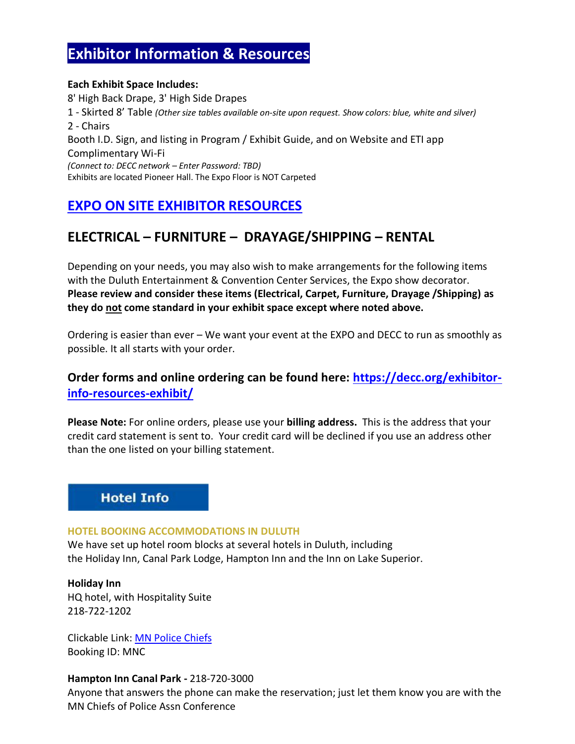# Exhibitor Information & Resources

**Each Exhibit Space Includes:**
8' High Back Drape, 3' High Side Drapes
1 - Skirted 8' Table *(Other size tables available on-site upon request. Show colors: blue, white and silver)*
2 - Chairs
Booth I.D. Sign, and listing in Program / Exhibit Guide, and on Website and ETI app
Complimentary Wi-Fi
*(Connect to: DECC network – Enter Password: TBD)*
Exhibits are located Pioneer Hall. The Expo Floor is NOT Carpeted

## EXPO ON SITE EXHIBITOR RESOURCES

## ELECTRICAL – FURNITURE – DRAYAGE/SHIPPING – RENTAL

Depending on your needs, you may also wish to make arrangements for the following items with the Duluth Entertainment & Convention Center Services, the Expo show decorator. **Please review and consider these items (Electrical, Carpet, Furniture, Drayage /Shipping) as they do not come standard in your exhibit space except where noted above.**

Ordering is easier than ever – We want your event at the EXPO and DECC to run as smoothly as possible. It all starts with your order.

### Order forms and online ordering can be found here: https://decc.org/exhibitor-info-resources-exhibit/

**Please Note:** For online orders, please use your **billing address.** This is the address that your credit card statement is sent to. Your credit card will be declined if you use an address other than the one listed on your billing statement.

## Hotel Info

**HOTEL BOOKING ACCOMMODATIONS IN DULUTH**
We have set up hotel room blocks at several hotels in Duluth, including the Holiday Inn, Canal Park Lodge, Hampton Inn and the Inn on Lake Superior.

**Holiday Inn**
HQ hotel, with Hospitality Suite
218-722-1202

Clickable Link: MN Police Chiefs
Booking ID: MNC

**Hampton Inn Canal Park -** 218-720-3000
Anyone that answers the phone can make the reservation; just let them know you are with the MN Chiefs of Police Assn Conference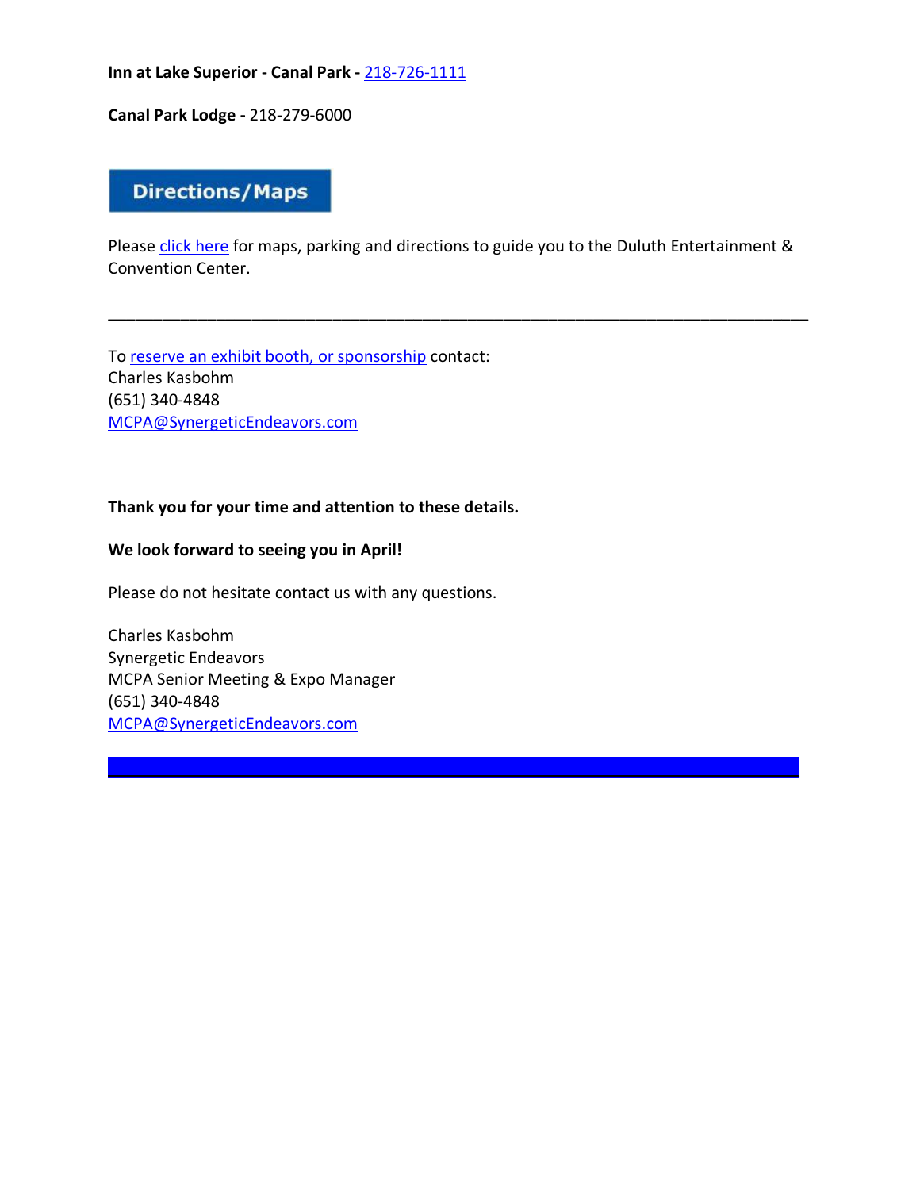**Inn at Lake Superior - Canal Park -** 218-726-1111

**Canal Park Lodge -** 218-279-6000

**Directions/Maps**

Please click here for maps, parking and directions to guide you to the Duluth Entertainment & Convention Center.

---

To reserve an exhibit booth, or sponsorship contact:
Charles Kasbohm
(651) 340-4848
MCPA@SynergeticEndeavors.com

---

**Thank you for your time and attention to these details.**

**We look forward to seeing you in April!**

Please do not hesitate contact us with any questions.

Charles Kasbohm
Synergetic Endeavors
MCPA Senior Meeting & Expo Manager
(651) 340-4848
MCPA@SynergeticEndeavors.com